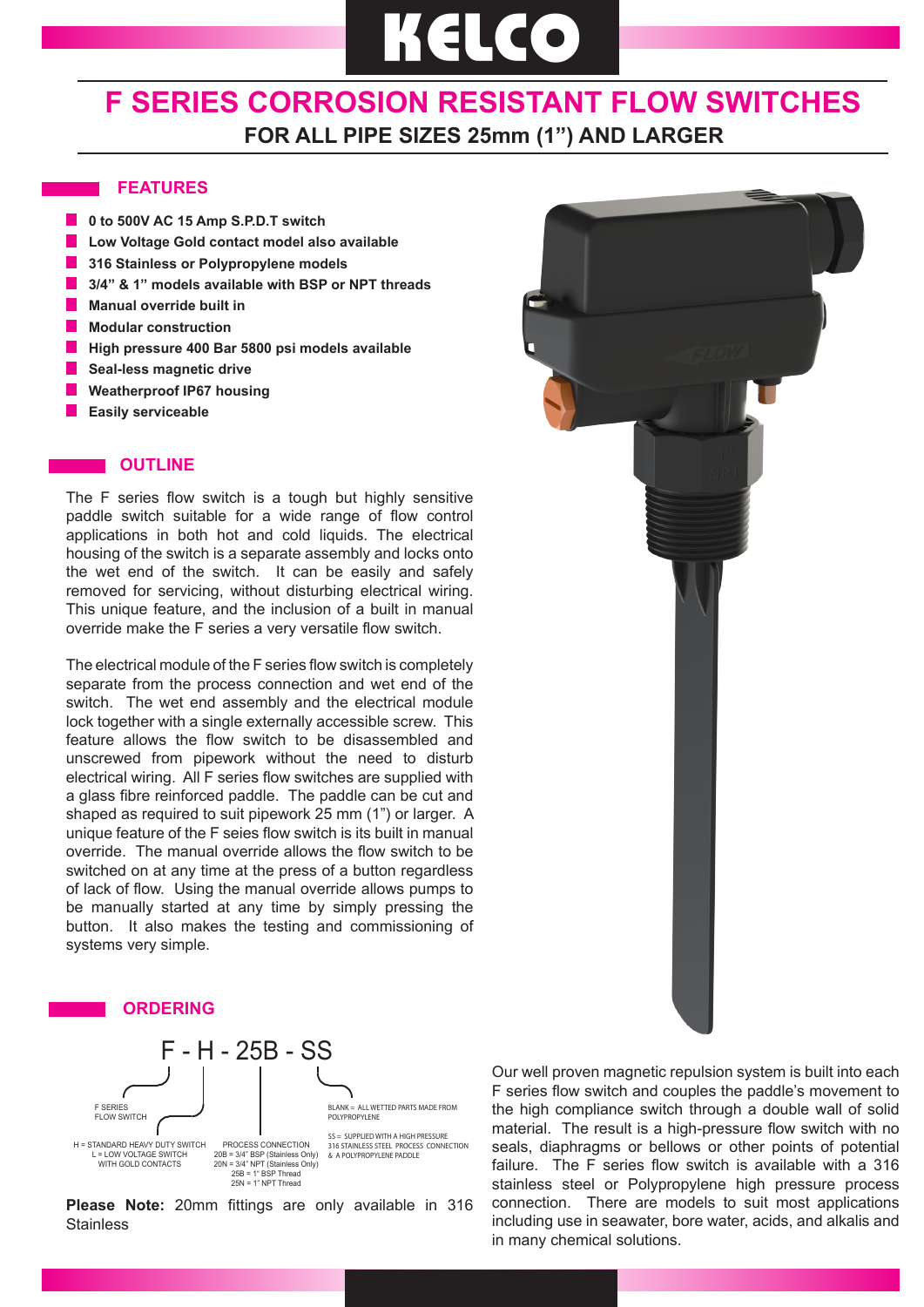# KELCO

# F SERIES CORROSION RESISTANT FLOW SWITCHES

## FOR ALL PIPE SIZES 25mm (1") AND LARGER

## FEATURES

- **0 to 500V AC 15 Amp S.P.D.T switch**
- **Low Voltage Gold contact model also available**
- **316 Stainless or Polypropylene models**
- **3/4" & 1" models available with BSP or NPT threads**
- **Manual override built in**
- **Modular construction**
- **High pressure 400 Bar 5800 psi models available**
- **Seal-less magnetic drive**
- **Weatherproof IP67 housing**
- **Easily serviceable**

## OUTLINE

The F series flow switch is a tough but highly sensitive paddle switch suitable for a wide range of flow control applications in both hot and cold liquids. The electrical housing of the switch is a separate assembly and locks onto the wet end of the switch. It can be easily and safely removed for servicing, without disturbing electrical wiring. This unique feature, and the inclusion of a built in manual override make the F series a very versatile flow switch.

The electrical module of the F series flow switch is completely separate from the process connection and wet end of the switch. The wet end assembly and the electrical module lock together with a single externally accessible screw. This feature allows the flow switch to be disassembled and unscrewed from pipework without the need to disturb electrical wiring. All F series flow switches are supplied with a glass fibre reinforced paddle. The paddle can be cut and shaped as required to suit pipework 25 mm (1") or larger. A unique feature of the F seies flow switch is its built in manual override. The manual override allows the flow switch to be switched on at any time at the press of a button regardless of lack of flow. Using the manual override allows pumps to be manually started at any time by simply pressing the button. It also makes the testing and commissioning of systems very simple.

## ORDERING

**F - H - 25B - SS**

- F SERIES FLOW SWITCH
- H = STANDARD HEAVY DUTY SWITCH
  L = LOW VOLTAGE SWITCH WITH GOLD CONTACTS
- PROCESS CONNECTION
  20B = 3/4" BSP (Stainless Only)
  20N = 3/4" NPT (Stainless Only)
  25B = 1" BSP Thread
  25N = 1" NPT Thread
- BLANK = ALL WETTED PARTS MADE FROM POLYPROPYLENE
  SS = SUPPLIED WITH A HIGH PRESSURE 316 STAINLESS STEEL PROCESS CONNECTION & A POLYPROPYLENE PADDLE

**Please Note:** 20mm fittings are only available in 316 Stainless

Our well proven magnetic repulsion system is built into each F series flow switch and couples the paddle's movement to the high compliance switch through a double wall of solid material. The result is a high-pressure flow switch with no seals, diaphragms or bellows or other points of potential failure. The F series flow switch is available with a 316 stainless steel or Polypropylene high pressure process connection. There are models to suit most applications including use in seawater, bore water, acids, and alkalis and in many chemical solutions.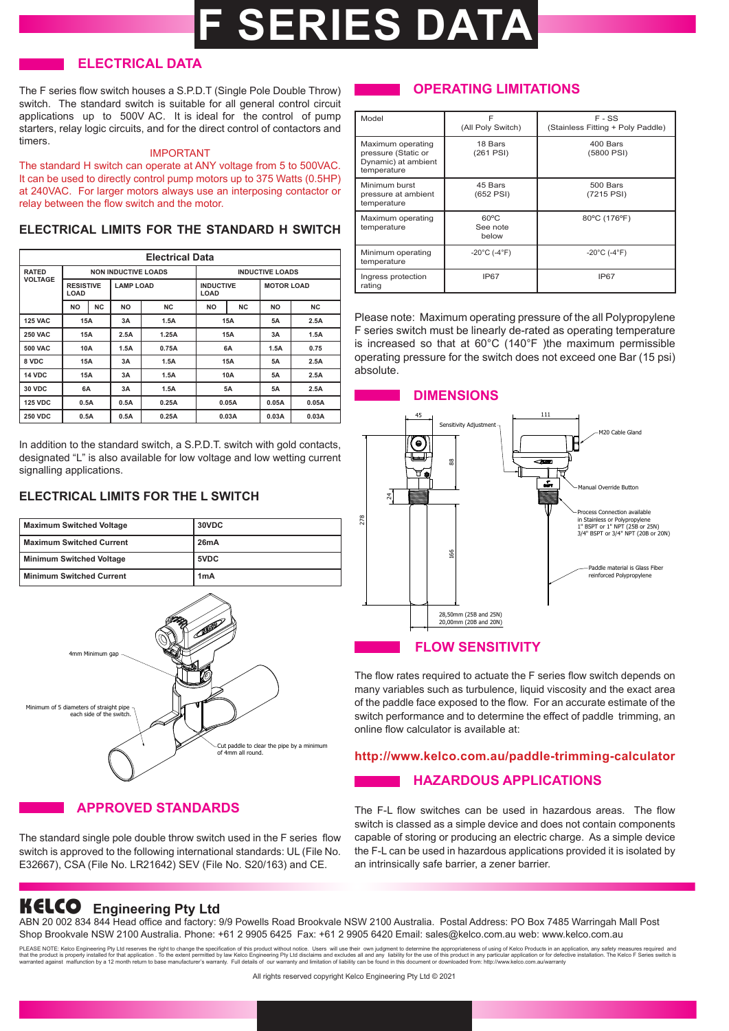# F SERIES DATA

## ELECTRICAL DATA

The F series flow switch houses a S.P.D.T (Single Pole Double Throw) switch. The standard switch is suitable for all general control circuit applications up to 500V AC. It is ideal for the control of pump starters, relay logic circuits, and for the direct control of contactors and timers.

IMPORTANT

The standard H switch can operate at ANY voltage from 5 to 500VAC. It can be used to directly control pump motors up to 375 Watts (0.5HP) at 240VAC. For larger motors always use an interposing contactor or relay between the flow switch and the motor.

### ELECTRICAL LIMITS FOR THE STANDARD H SWITCH

| Electrical Data | | | | | | | | |
|---|---|---|---|---|---|---|---|---|
| RATED VOLTAGE | NON INDUCTIVE LOADS | | | | INDUCTIVE LOADS | | | |
| | RESISTIVE LOAD | | LAMP LOAD | | INDUCTIVE LOAD | | MOTOR LOAD | |
| | NO | NC | NO | NC | NO | NC | NO | NC |
| 125 VAC | 15A | | 3A | 1.5A | 15A | | 5A | 2.5A |
| 250 VAC | 15A | | 2.5A | 1.25A | 15A | | 3A | 1.5A |
| 500 VAC | 10A | | 1.5A | 0.75A | 6A | | 1.5A | 0.75 |
| 8 VDC | 15A | | 3A | 1.5A | 15A | | 5A | 2.5A |
| 14 VDC | 15A | | 3A | 1.5A | 10A | | 5A | 2.5A |
| 30 VDC | 6A | | 3A | 1.5A | 5A | | 5A | 2.5A |
| 125 VDC | 0.5A | | 0.5A | 0.25A | 0.05A | | 0.05A | 0.05A |
| 250 VDC | 0.5A | | 0.5A | 0.25A | 0.03A | | 0.03A | 0.03A |

In addition to the standard switch, a S.P.D.T. switch with gold contacts, designated "L" is also available for low voltage and low wetting current signalling applications.

### ELECTRICAL LIMITS FOR THE L SWITCH

| | |
|---|---|
| Maximum Switched Voltage | 30VDC |
| Maximum Switched Current | 26mA |
| Minimum Switched Voltage | 5VDC |
| Minimum Switched Current | 1mA |

4mm Minimum gap

Minimum of 5 diameters of straight pipe each side of the switch.

Cut paddle to clear the pipe by a minimum of 4mm all round.

## APPROVED STANDARDS

The standard single pole double throw switch used in the F series flow switch is approved to the following international standards: UL (File No. E32667), CSA (File No. LR21642) SEV (File No. S20/163) and CE.

## OPERATING LIMITATIONS

| Model | F (All Poly Switch) | F - SS (Stainless Fitting + Poly Paddle) |
|---|---|---|
| Maximum operating pressure (Static or Dynamic) at ambient temperature | 18 Bars (261 PSI) | 400 Bars (5800 PSI) |
| Minimum burst pressure at ambient temperature | 45 Bars (652 PSI) | 500 Bars (7215 PSI) |
| Maximum operating temperature | 60°C See note below | 80°C (176°F) |
| Minimum operating temperature | -20°C (-4°F) | -20°C (-4°F) |
| Ingress protection rating | IP67 | IP67 |

Please note: Maximum operating pressure of the all Polypropylene F series switch must be linearly de-rated as operating temperature is increased so that at 60°C (140°F )the maximum permissible operating pressure for the switch does not exceed one Bar (15 psi) absolute.

## DIMENSIONS

45

111

Sensitivity Adjustment

M20 Cable Gland

88

24

278

166

Manual Override Button

Process Connection available in Stainless or Polypropylene 1" BSPT or 1" NPT (25B or 25N) 3/4" BSPT or 3/4" NPT (20B or 20N)

Paddle material is Glass Fiber reinforced Polypropylene

28,50mm (25B and 25N)
20,00mm (20B and 20N)

## FLOW SENSITIVITY

The flow rates required to actuate the F series flow switch depends on many variables such as turbulence, liquid viscosity and the exact area of the paddle face exposed to the flow. For an accurate estimate of the switch performance and to determine the effect of paddle trimming, an online flow calculator is available at:

**http://www.kelco.com.au/paddle-trimming-calculator**

## HAZARDOUS APPLICATIONS

The F-L flow switches can be used in hazardous areas. The flow switch is classed as a simple device and does not contain components capable of storing or producing an electric charge. As a simple device the F-L can be used in hazardous applications provided it is isolated by an intrinsically safe barrier, a zener barrier.

**KELCO Engineering Pty Ltd**

ABN 20 002 834 844 Head office and factory: 9/9 Powells Road Brookvale NSW 2100 Australia. Postal Address: PO Box 7485 Warringah Mall Post Shop Brookvale NSW 2100 Australia. Phone: +61 2 9905 6425 Fax: +61 2 9905 6420 Email: sales@kelco.com.au web: www.kelco.com.au

PLEASE NOTE: Kelco Engineering Pty Ltd reserves the right to change the specification of this product without notice. Users will use their own judgment to determine the appropriateness of using of Kelco Products in an application, any safety measures required and that the product is properly installed for that application . To the extent permitted by law Kelco Engineering Pty Ltd disclaims and excludes all and any liability for the use of this product in any particular application or for defective installation. The Kelco F Series switch is warranted against malfunction by a 12 month return to base manufacturer's warranty. Full details of our warranty and limitation of liability can be found in this document or downloaded from: http://www.kelco.com.au/warranty

All rights reserved copyright Kelco Engineering Pty Ltd © 2021